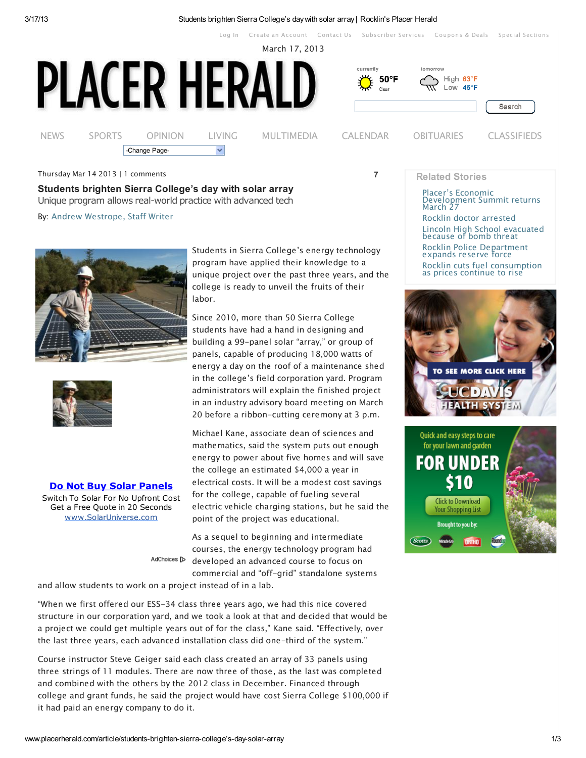Thursday Mar 14 2013 | 1 comments

## Students brighten Sierra College's day with solar array

Unique program allows real-world practice with advanced tech

By: Andrew Westrope, Staff Writer

Students in Sierra College's energy technology program have applied their knowledge to a unique project over the past three years, and the college is ready to unveil the fruits of their labor.

Since 2010, more than 50 Sierra College students have had a hand in designing and building a 99-panel solar "array," or group of panels, capable of producing 18,000 watts of energy a day on the roof of a maintenance shed in the college's field corporation yard. Program administrators will explain the finished project in an industry advisory board meeting on March 20 before a ribbon-cutting ceremony at 3 p.m.

Michael Kane, associate dean of sciences and mathematics, said the system puts out enough energy to power about five homes and will save the college an estimated $4,000 a year in electrical costs. It will be a modest cost savings for the college, capable of fueling several electric vehicle charging stations, but he said the point of the project was educational.

As a sequel to beginning and intermediate courses, the energy technology program had developed an advanced course to focus on commercial and "off-grid" standalone systems and allow students to work on a project instead of in a lab.

"When we first offered our ESS-34 class three years ago, we had this nice covered structure in our corporation yard, and we took a look at that and decided that would be a project we could get multiple years out of for the class," Kane said. "Effectively, over the last three years, each advanced installation class did one-third of the system."

Course instructor Steve Geiger said each class created an array of 33 panels using three strings of 11 modules. There are now three of those, as the last was completed and combined with the others by the 2012 class in December. Financed through college and grant funds, he said the project would have cost Sierra College $100,000 if it had paid an energy company to do it.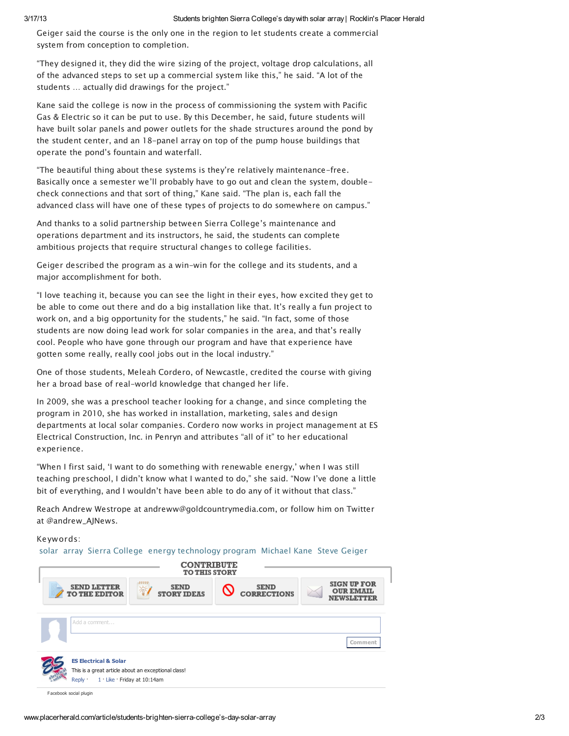Geiger said the course is the only one in the region to let students create a commercial system from conception to completion.

"They designed it, they did the wire sizing of the project, voltage drop calculations, all of the advanced steps to set up a commercial system like this," he said. "A lot of the students … actually did drawings for the project."

Kane said the college is now in the process of commissioning the system with Pacific Gas & Electric so it can be put to use. By this December, he said, future students will have built solar panels and power outlets for the shade structures around the pond by the student center, and an 18-panel array on top of the pump house buildings that operate the pond's fountain and waterfall.

"The beautiful thing about these systems is they're relatively maintenance-free. Basically once a semester we'll probably have to go out and clean the system, double-check connections and that sort of thing," Kane said. "The plan is, each fall the advanced class will have one of these types of projects to do somewhere on campus."

And thanks to a solid partnership between Sierra College's maintenance and operations department and its instructors, he said, the students can complete ambitious projects that require structural changes to college facilities.

Geiger described the program as a win-win for the college and its students, and a major accomplishment for both.

"I love teaching it, because you can see the light in their eyes, how excited they get to be able to come out there and do a big installation like that. It's really a fun project to work on, and a big opportunity for the students," he said. "In fact, some of those students are now doing lead work for solar companies in the area, and that's really cool. People who have gone through our program and have that experience have gotten some really, really cool jobs out in the local industry."

One of those students, Meleah Cordero, of Newcastle, credited the course with giving her a broad base of real-world knowledge that changed her life.

In 2009, she was a preschool teacher looking for a change, and since completing the program in 2010, she has worked in installation, marketing, sales and design departments at local solar companies. Cordero now works in project management at ES Electrical Construction, Inc. in Penryn and attributes "all of it" to her educational experience.

"When I first said, 'I want to do something with renewable energy,' when I was still teaching preschool, I didn't know what I wanted to do," she said. "Now I've done a little bit of everything, and I wouldn't have been able to do any of it without that class."

Reach Andrew Westrope at andreww@goldcountrymedia.com, or follow him on Twitter at @andrew_AJNews.

Keywords:
solar array Sierra College energy technology program Michael Kane Steve Geiger

CONTRIBUTE TO THIS STORY

SEND LETTER TO THE EDITOR | SEND STORY IDEAS | SEND CORRECTIONS | SIGN UP FOR OUR EMAIL NEWSLETTER

Add a comment...

Comment

**ES Electrical & Solar**
This is a great article about an exceptional class!
Reply · 1 · Like · Friday at 10:14am

Facebook social plugin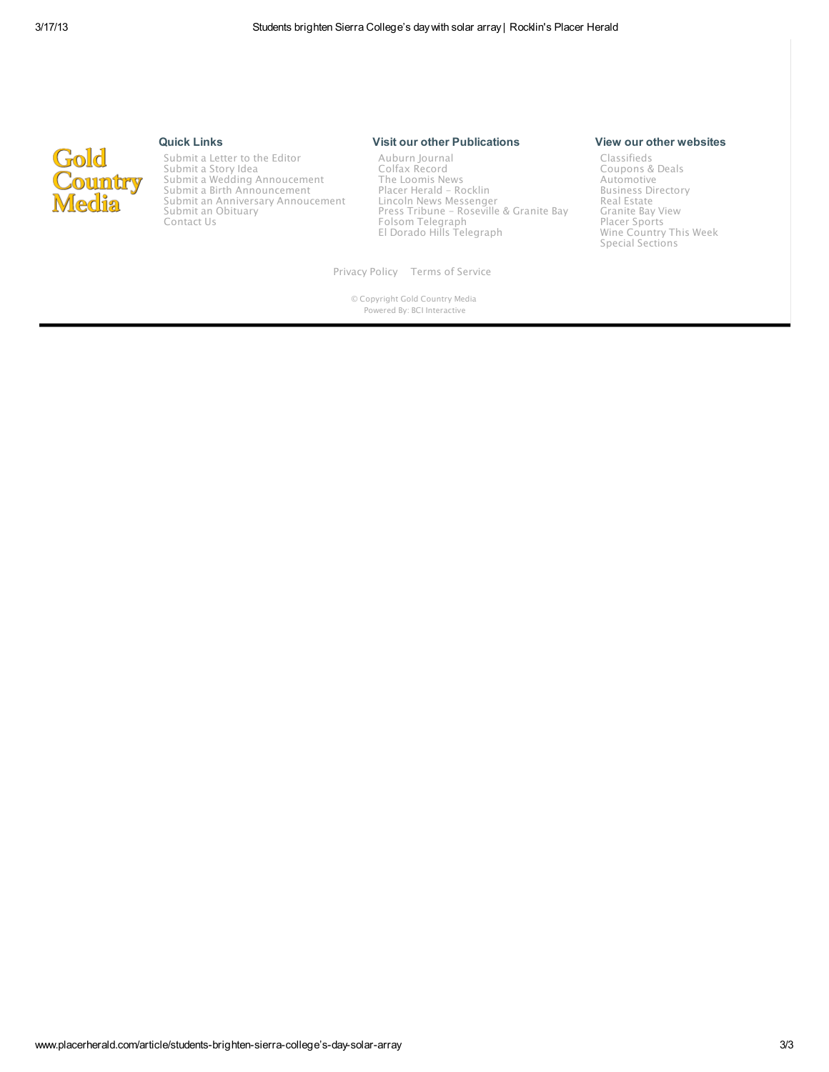Gold Country Media

### Quick Links

- Submit a Letter to the Editor
- Submit a Story Idea
- Submit a Wedding Annoucement
- Submit a Birth Announcement
- Submit an Anniversary Annoucement
- Submit an Obituary
- Contact Us

### Visit our other Publications

- Auburn Journal
- Colfax Record
- The Loomis News
- Placer Herald – Rocklin
- Lincoln News Messenger
- Press Tribune – Roseville & Granite Bay
- Folsom Telegraph
- El Dorado Hills Telegraph

### View our other websites

- Classifieds
- Coupons & Deals
- Automotive
- Business Directory
- Real Estate
- Granite Bay View
- Placer Sports
- Wine Country This Week
- Special Sections

Privacy Policy Terms of Service

© Copyright Gold Country Media
Powered By: BCI Interactive